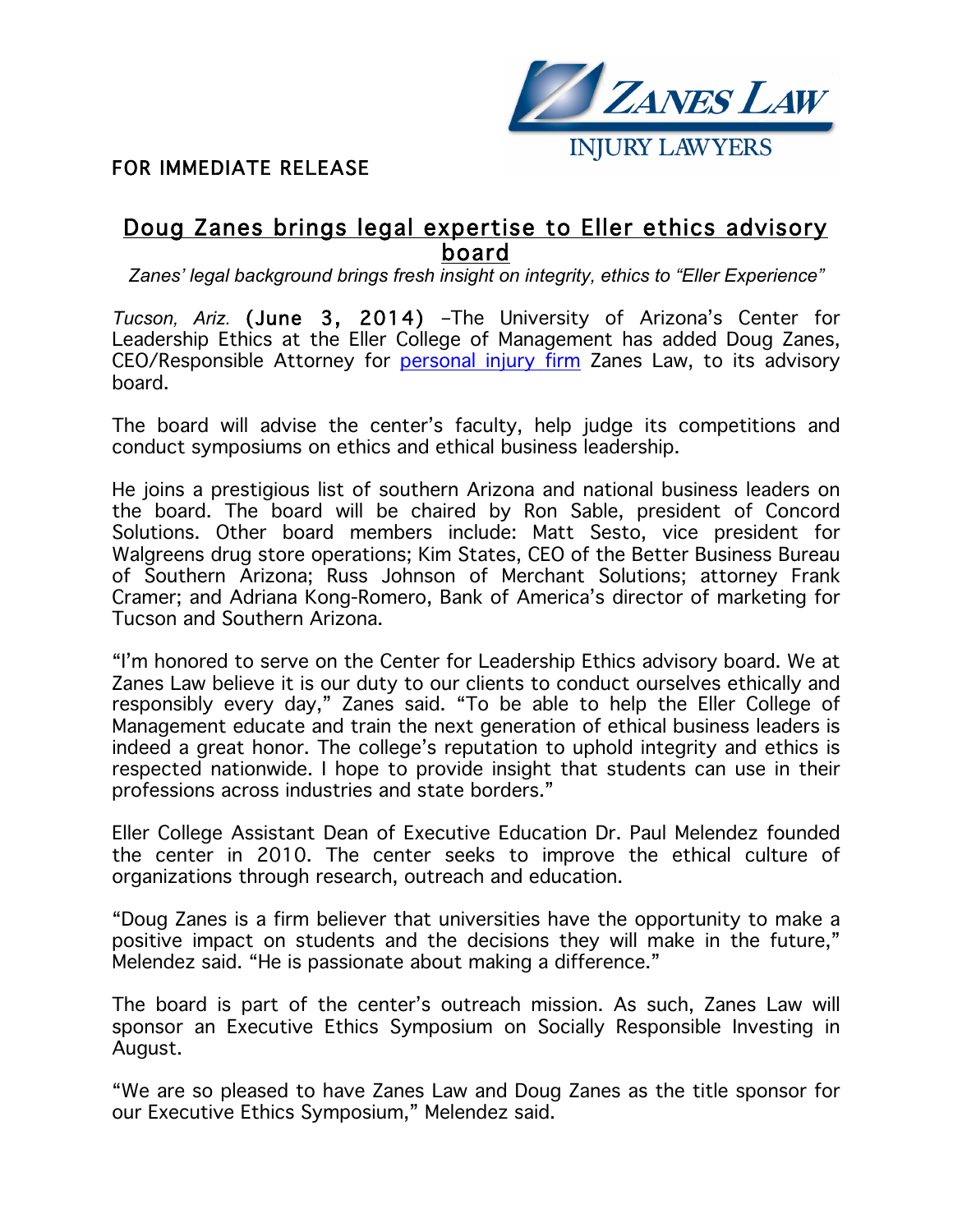ZANES LAW

INJURY LAWYERS

FOR IMMEDIATE RELEASE

# Doug Zanes brings legal expertise to Eller ethics advisory board

*Zanes' legal background brings fresh insight on integrity, ethics to "Eller Experience"*

*Tucson, Ariz.* (June 3, 2014) –The University of Arizona's Center for Leadership Ethics at the Eller College of Management has added Doug Zanes, CEO/Responsible Attorney for personal injury firm Zanes Law, to its advisory board.

The board will advise the center's faculty, help judge its competitions and conduct symposiums on ethics and ethical business leadership.

He joins a prestigious list of southern Arizona and national business leaders on the board. The board will be chaired by Ron Sable, president of Concord Solutions. Other board members include: Matt Sesto, vice president for Walgreens drug store operations; Kim States, CEO of the Better Business Bureau of Southern Arizona; Russ Johnson of Merchant Solutions; attorney Frank Cramer; and Adriana Kong-Romero, Bank of America's director of marketing for Tucson and Southern Arizona.

"I'm honored to serve on the Center for Leadership Ethics advisory board. We at Zanes Law believe it is our duty to our clients to conduct ourselves ethically and responsibly every day," Zanes said. "To be able to help the Eller College of Management educate and train the next generation of ethical business leaders is indeed a great honor. The college's reputation to uphold integrity and ethics is respected nationwide. I hope to provide insight that students can use in their professions across industries and state borders."

Eller College Assistant Dean of Executive Education Dr. Paul Melendez founded the center in 2010. The center seeks to improve the ethical culture of organizations through research, outreach and education.

"Doug Zanes is a firm believer that universities have the opportunity to make a positive impact on students and the decisions they will make in the future," Melendez said. "He is passionate about making a difference."

The board is part of the center's outreach mission. As such, Zanes Law will sponsor an Executive Ethics Symposium on Socially Responsible Investing in August.

"We are so pleased to have Zanes Law and Doug Zanes as the title sponsor for our Executive Ethics Symposium," Melendez said.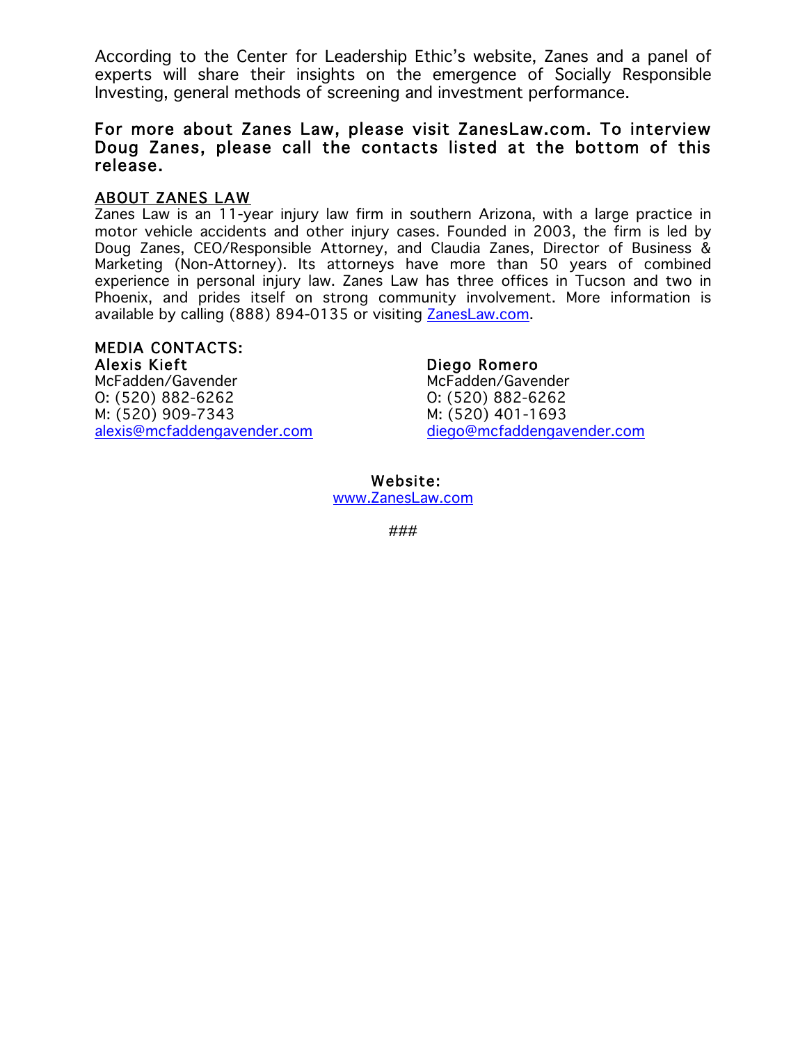According to the Center for Leadership Ethic's website, Zanes and a panel of experts will share their insights on the emergence of Socially Responsible Investing, general methods of screening and investment performance.

**For more about Zanes Law, please visit ZanesLaw.com. To interview Doug Zanes, please call the contacts listed at the bottom of this release.**

## ABOUT ZANES LAW

Zanes Law is an 11-year injury law firm in southern Arizona, with a large practice in motor vehicle accidents and other injury cases. Founded in 2003, the firm is led by Doug Zanes, CEO/Responsible Attorney, and Claudia Zanes, Director of Business & Marketing (Non-Attorney). Its attorneys have more than 50 years of combined experience in personal injury law. Zanes Law has three offices in Tucson and two in Phoenix, and prides itself on strong community involvement. More information is available by calling (888) 894-0135 or visiting ZanesLaw.com.

**MEDIA CONTACTS:**

**Alexis Kieft**
McFadden/Gavender
O: (520) 882-6262
M: (520) 909-7343
alexis@mcfaddengavender.com

**Diego Romero**
McFadden/Gavender
O: (520) 882-6262
M: (520) 401-1693
diego@mcfaddengavender.com

**Website:**
www.ZanesLaw.com

###